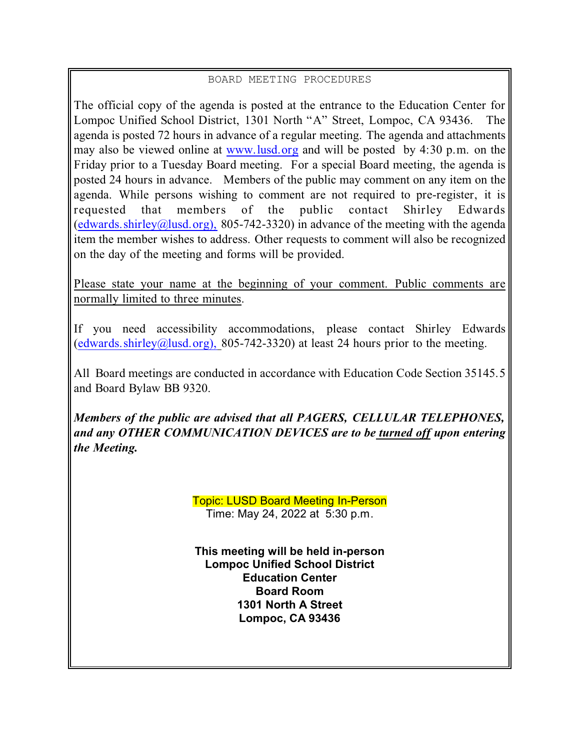# BOARD MEETING PROCEDURES

The official copy of the agenda is posted at the entrance to the Education Center for Lompoc Unified School District, 1301 North "A" Street, Lompoc, CA 93436. The agenda is posted 72 hours in advance of a regular meeting. The agenda and attachments may also be viewed online at www.lusd.org and will be posted by 4:30 p.m. on the Friday prior to a Tuesday Board meeting. For a special Board meeting, the agenda is posted 24 hours in advance. Members of the public may comment on any item on the agenda. While persons wishing to comment are not required to pre-register, it is requested that members of the public contact Shirley Edwards (edwards.shirley@lusd.org), 805-742-3320) in advance of the meeting with the agenda item the member wishes to address. Other requests to comment will also be recognized on the day of the meeting and forms will be provided.

Please state your name at the beginning of your comment. Public comments are normally limited to three minutes.

If you need accessibility accommodations, please contact Shirley Edwards (edwards.shirley@lusd.org), 805-742-3320) at least 24 hours prior to the meeting.

All Board meetings are conducted in accordance with Education Code Section 35145.5 and Board Bylaw BB 9320.

***Members of the public are advised that all PAGERS, CELLULAR TELEPHONES, and any OTHER COMMUNICATION DEVICES are to be turned off upon entering the Meeting.***

Topic: LUSD Board Meeting In-Person
Time: May 24, 2022 at 5:30 p.m.

**This meeting will be held in-person**
**Lompoc Unified School District**
**Education Center**
**Board Room**
**1301 North A Street**
**Lompoc, CA 93436**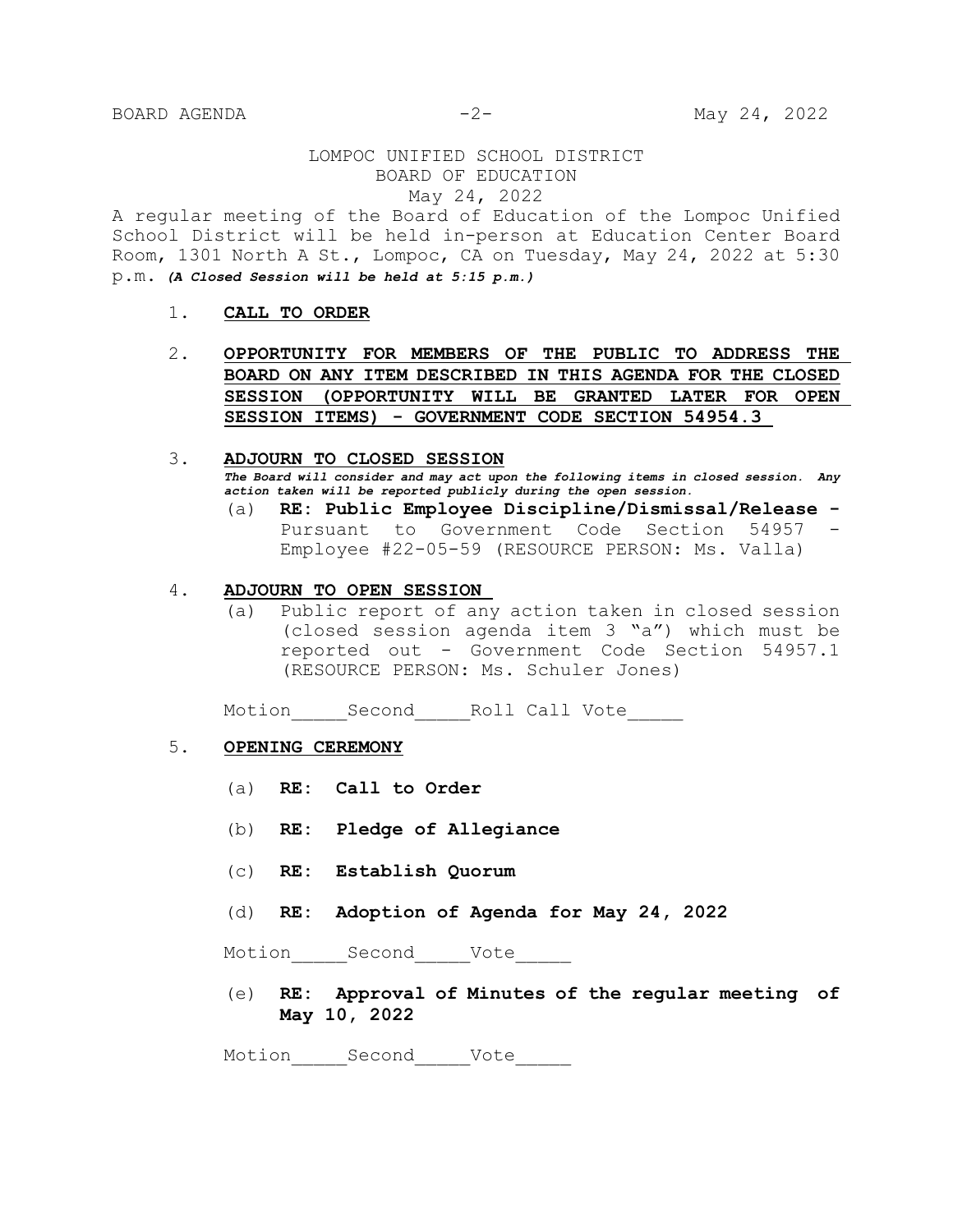LOMPOC UNIFIED SCHOOL DISTRICT
BOARD OF EDUCATION
May 24, 2022

A regular meeting of the Board of Education of the Lompoc Unified School District will be held in-person at Education Center Board Room, 1301 North A St., Lompoc, CA on Tuesday, May 24, 2022 at 5:30 p.m. ***(A Closed Session will be held at 5:15 p.m.)***

1. **CALL TO ORDER**

2. **OPPORTUNITY FOR MEMBERS OF THE PUBLIC TO ADDRESS THE BOARD ON ANY ITEM DESCRIBED IN THIS AGENDA FOR THE CLOSED SESSION (OPPORTUNITY WILL BE GRANTED LATER FOR OPEN SESSION ITEMS) - GOVERNMENT CODE SECTION 54954.3**

3. **ADJOURN TO CLOSED SESSION**
   ***The Board will consider and may act upon the following items in closed session. Any action taken will be reported publicly during the open session.***
   (a) **RE: Public Employee Discipline/Dismissal/Release -** Pursuant to Government Code Section 54957 - Employee #22-05-59 (RESOURCE PERSON: Ms. Valla)

4. **ADJOURN TO OPEN SESSION**
   (a) Public report of any action taken in closed session (closed session agenda item 3 "a") which must be reported out - Government Code Section 54957.1 (RESOURCE PERSON: Ms. Schuler Jones)

   Motion_____Second_____Roll Call Vote_____

5. **OPENING CEREMONY**

   (a) **RE: Call to Order**

   (b) **RE: Pledge of Allegiance**

   (c) **RE: Establish Quorum**

   (d) **RE: Adoption of Agenda for May 24, 2022**

   Motion_____Second_____Vote_____

   (e) **RE: Approval of Minutes of the regular meeting of May 10, 2022**

   Motion_____Second_____Vote_____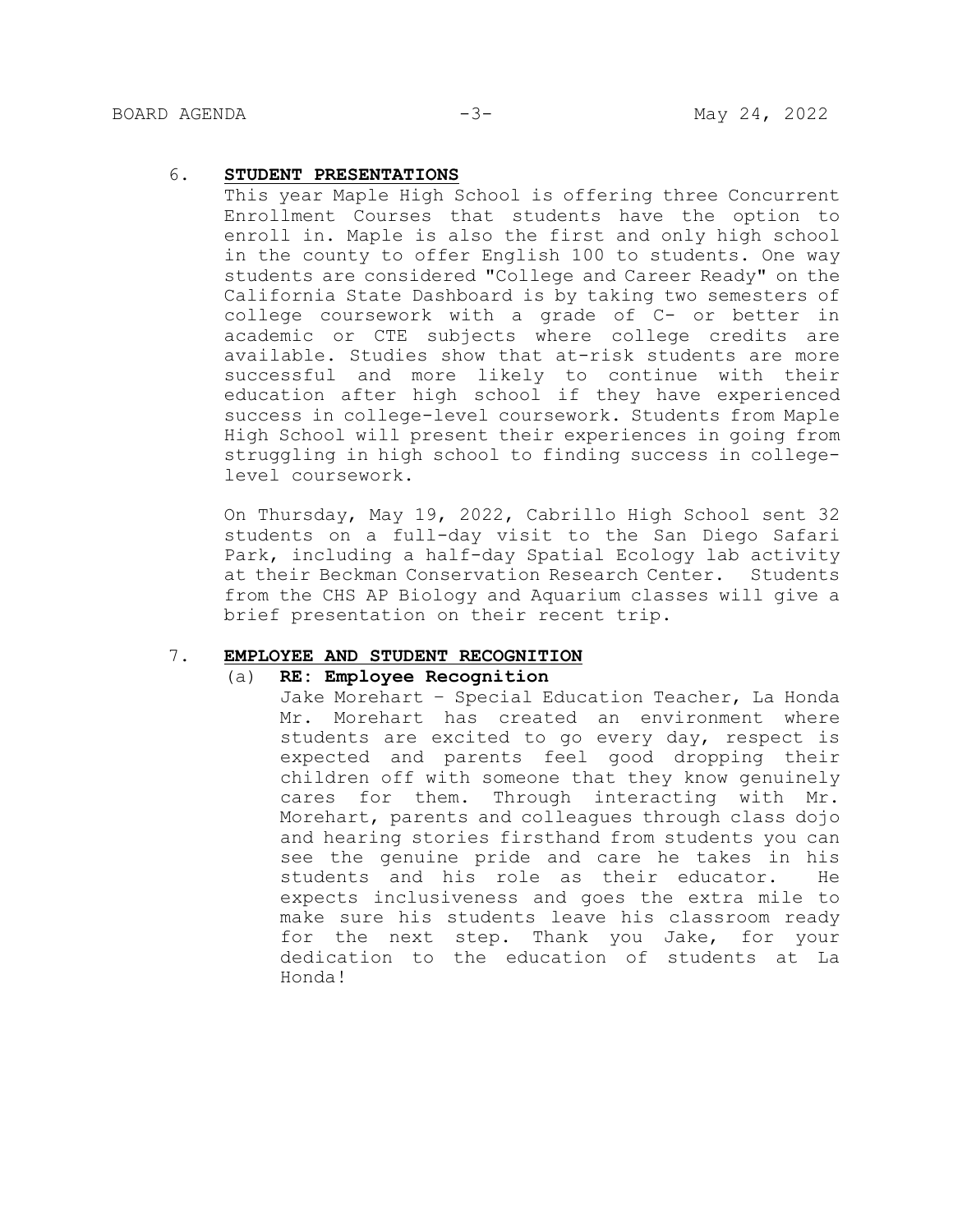## 6. STUDENT PRESENTATIONS

This year Maple High School is offering three Concurrent Enrollment Courses that students have the option to enroll in. Maple is also the first and only high school in the county to offer English 100 to students. One way students are considered "College and Career Ready" on the California State Dashboard is by taking two semesters of college coursework with a grade of C- or better in academic or CTE subjects where college credits are available. Studies show that at-risk students are more successful and more likely to continue with their education after high school if they have experienced success in college-level coursework. Students from Maple High School will present their experiences in going from struggling in high school to finding success in college-level coursework.

On Thursday, May 19, 2022, Cabrillo High School sent 32 students on a full-day visit to the San Diego Safari Park, including a half-day Spatial Ecology lab activity at their Beckman Conservation Research Center. Students from the CHS AP Biology and Aquarium classes will give a brief presentation on their recent trip.

## 7. EMPLOYEE AND STUDENT RECOGNITION

### (a) RE: Employee Recognition

Jake Morehart – Special Education Teacher, La Honda
Mr. Morehart has created an environment where students are excited to go every day, respect is expected and parents feel good dropping their children off with someone that they know genuinely cares for them. Through interacting with Mr. Morehart, parents and colleagues through class dojo and hearing stories firsthand from students you can see the genuine pride and care he takes in his students and his role as their educator. He expects inclusiveness and goes the extra mile to make sure his students leave his classroom ready for the next step. Thank you Jake, for your dedication to the education of students at La Honda!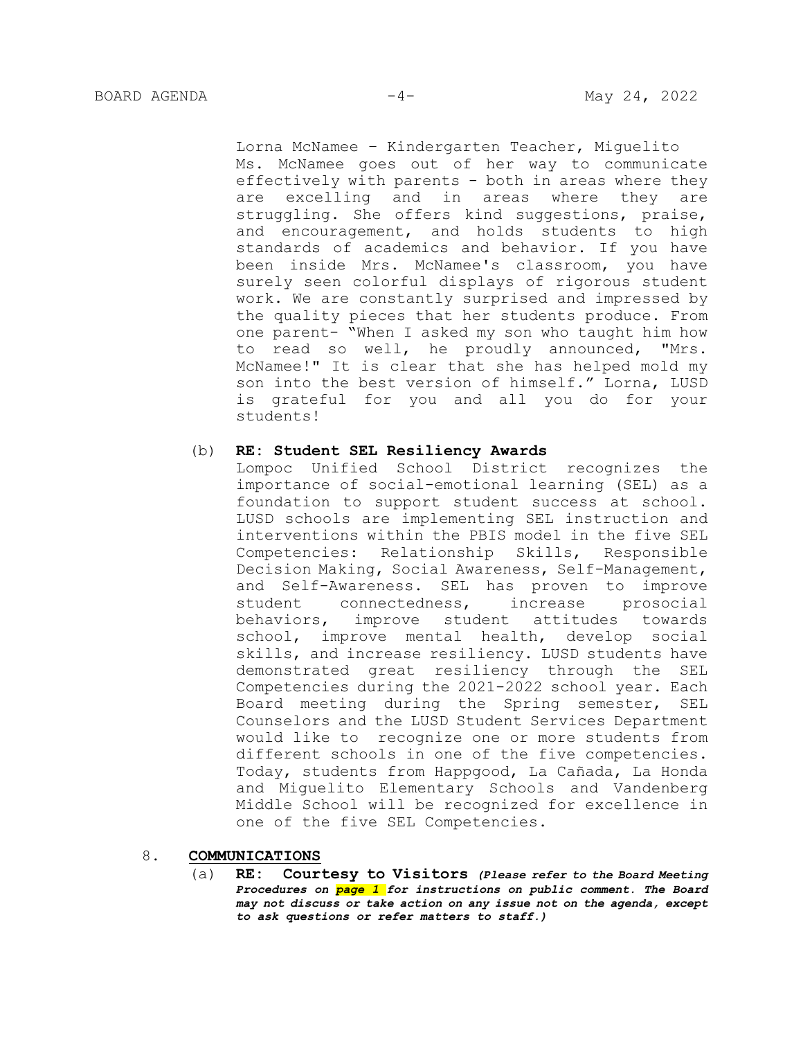Lorna McNamee – Kindergarten Teacher, Miguelito
Ms. McNamee goes out of her way to communicate effectively with parents - both in areas where they are excelling and in areas where they are struggling. She offers kind suggestions, praise, and encouragement, and holds students to high standards of academics and behavior. If you have been inside Mrs. McNamee's classroom, you have surely seen colorful displays of rigorous student work. We are constantly surprised and impressed by the quality pieces that her students produce. From one parent- "When I asked my son who taught him how to read so well, he proudly announced, "Mrs. McNamee!" It is clear that she has helped mold my son into the best version of himself." Lorna, LUSD is grateful for you and all you do for your students!

(b) **RE: Student SEL Resiliency Awards**
Lompoc Unified School District recognizes the importance of social-emotional learning (SEL) as a foundation to support student success at school. LUSD schools are implementing SEL instruction and interventions within the PBIS model in the five SEL Competencies: Relationship Skills, Responsible Decision Making, Social Awareness, Self-Management, and Self-Awareness. SEL has proven to improve student connectedness, increase prosocial behaviors, improve student attitudes towards school, improve mental health, develop social skills, and increase resiliency. LUSD students have demonstrated great resiliency through the SEL Competencies during the 2021-2022 school year. Each Board meeting during the Spring semester, SEL Counselors and the LUSD Student Services Department would like to recognize one or more students from different schools in one of the five competencies. Today, students from Happgood, La Cañada, La Honda and Miguelito Elementary Schools and Vandenberg Middle School will be recognized for excellence in one of the five SEL Competencies.

8. **COMMUNICATIONS**

(a) **RE: Courtesy to Visitors** ***(Please refer to the Board Meeting Procedures on page 1 for instructions on public comment. The Board may not discuss or take action on any issue not on the agenda, except to ask questions or refer matters to staff.)***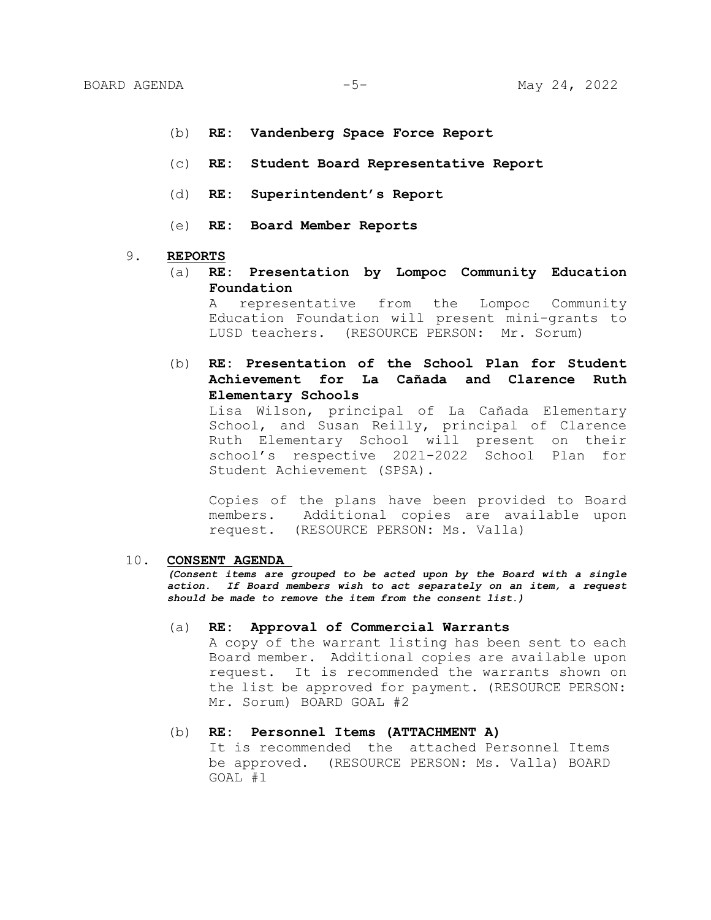(b) **RE: Vandenberg Space Force Report**

(c) **RE: Student Board Representative Report**

(d) **RE: Superintendent's Report**

(e) **RE: Board Member Reports**

9. **REPORTS**

(a) **RE: Presentation by Lompoc Community Education Foundation**
A representative from the Lompoc Community Education Foundation will present mini-grants to LUSD teachers. (RESOURCE PERSON: Mr. Sorum)

(b) **RE: Presentation of the School Plan for Student Achievement for La Cañada and Clarence Ruth Elementary Schools**
Lisa Wilson, principal of La Cañada Elementary School, and Susan Reilly, principal of Clarence Ruth Elementary School will present on their school's respective 2021-2022 School Plan for Student Achievement (SPSA).

Copies of the plans have been provided to Board members. Additional copies are available upon request. (RESOURCE PERSON: Ms. Valla)

10. **CONSENT AGENDA**

***(Consent items are grouped to be acted upon by the Board with a single action. If Board members wish to act separately on an item, a request should be made to remove the item from the consent list.)***

(a) **RE: Approval of Commercial Warrants**
A copy of the warrant listing has been sent to each Board member. Additional copies are available upon request. It is recommended the warrants shown on the list be approved for payment. (RESOURCE PERSON: Mr. Sorum) BOARD GOAL #2

(b) **RE: Personnel Items (ATTACHMENT A)**
It is recommended the attached Personnel Items be approved. (RESOURCE PERSON: Ms. Valla) BOARD GOAL #1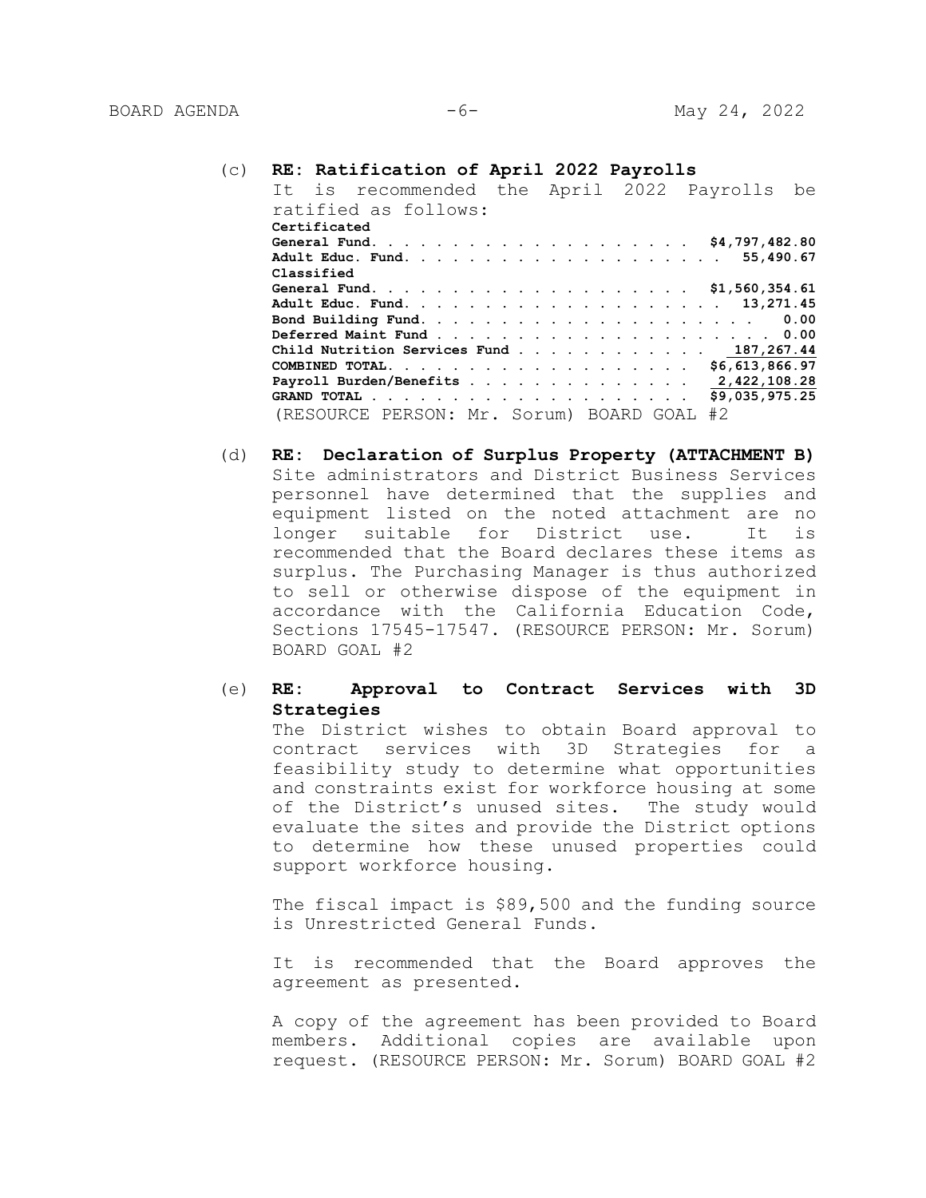(c) **RE: Ratification of April 2022 Payrolls**

It is recommended the April 2022 Payrolls be ratified as follows:

| | |
|---|---|
| **Certificated** | |
| **General Fund** | **$4,797,482.80** |
| **Adult Educ. Fund** | **55,490.67** |
| **Classified** | |
| **General Fund** | **$1,560,354.61** |
| **Adult Educ. Fund** | **13,271.45** |
| **Bond Building Fund** | **0.00** |
| **Deferred Maint Fund** | **0.00** |
| **Child Nutrition Services Fund** | **187,267.44** |
| **COMBINED TOTAL** | **$6,613,866.97** |
| **Payroll Burden/Benefits** | **2,422,108.28** |
| **GRAND TOTAL** | **$9,035,975.25** |

(RESOURCE PERSON: Mr. Sorum) BOARD GOAL #2

(d) **RE: Declaration of Surplus Property (ATTACHMENT B)**

Site administrators and District Business Services personnel have determined that the supplies and equipment listed on the noted attachment are no longer suitable for District use. It is recommended that the Board declares these items as surplus. The Purchasing Manager is thus authorized to sell or otherwise dispose of the equipment in accordance with the California Education Code, Sections 17545-17547. (RESOURCE PERSON: Mr. Sorum) BOARD GOAL #2

(e) **RE: Approval to Contract Services with 3D Strategies**

The District wishes to obtain Board approval to contract services with 3D Strategies for a feasibility study to determine what opportunities and constraints exist for workforce housing at some of the District's unused sites. The study would evaluate the sites and provide the District options to determine how these unused properties could support workforce housing.

The fiscal impact is $89,500 and the funding source is Unrestricted General Funds.

It is recommended that the Board approves the agreement as presented.

A copy of the agreement has been provided to Board members. Additional copies are available upon request. (RESOURCE PERSON: Mr. Sorum) BOARD GOAL #2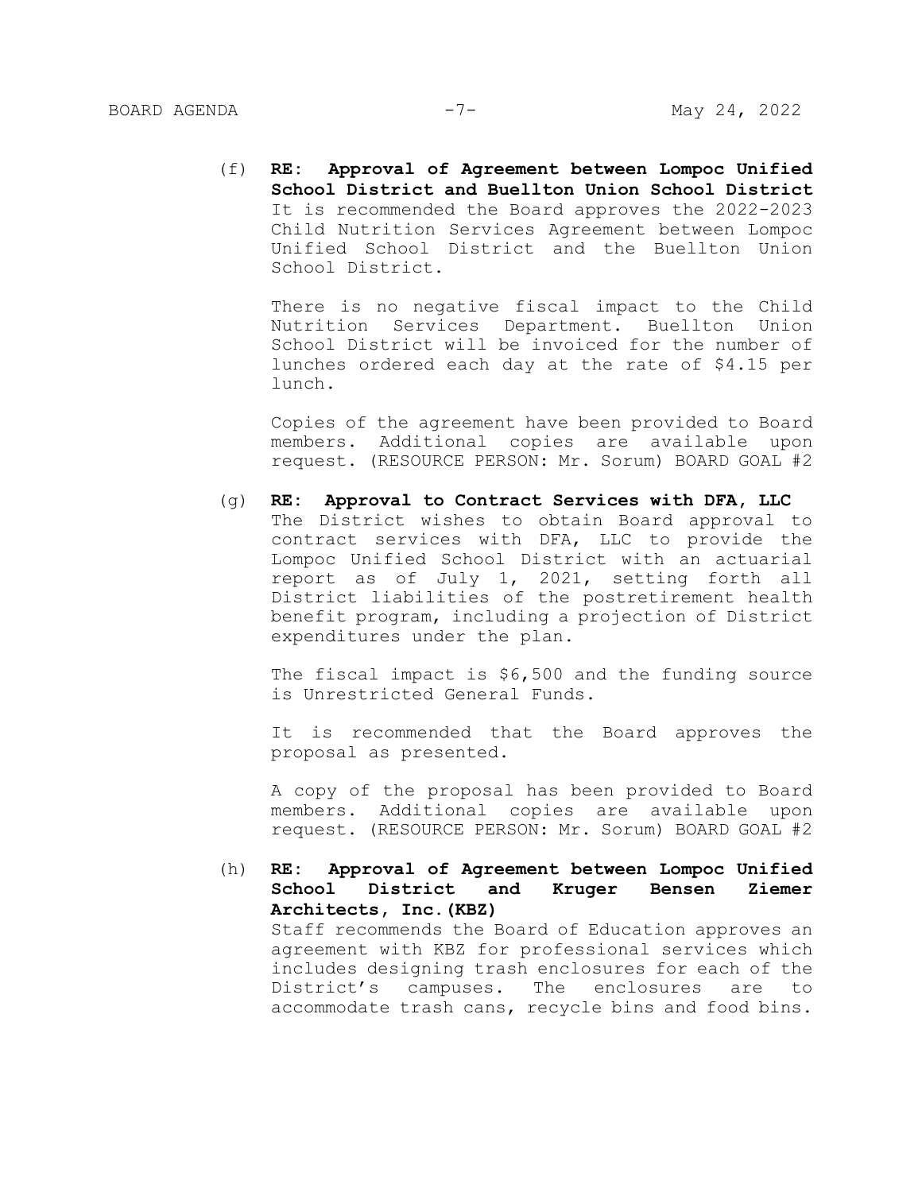(f) **RE: Approval of Agreement between Lompoc Unified School District and Buellton Union School District**
It is recommended the Board approves the 2022-2023 Child Nutrition Services Agreement between Lompoc Unified School District and the Buellton Union School District.

There is no negative fiscal impact to the Child Nutrition Services Department. Buellton Union School District will be invoiced for the number of lunches ordered each day at the rate of $4.15 per lunch.

Copies of the agreement have been provided to Board members. Additional copies are available upon request. (RESOURCE PERSON: Mr. Sorum) BOARD GOAL #2

(g) **RE: Approval to Contract Services with DFA, LLC**
The District wishes to obtain Board approval to contract services with DFA, LLC to provide the Lompoc Unified School District with an actuarial report as of July 1, 2021, setting forth all District liabilities of the postretirement health benefit program, including a projection of District expenditures under the plan.

The fiscal impact is $6,500 and the funding source is Unrestricted General Funds.

It is recommended that the Board approves the proposal as presented.

A copy of the proposal has been provided to Board members. Additional copies are available upon request. (RESOURCE PERSON: Mr. Sorum) BOARD GOAL #2

(h) **RE: Approval of Agreement between Lompoc Unified School District and Kruger Bensen Ziemer Architects, Inc.(KBZ)**
Staff recommends the Board of Education approves an agreement with KBZ for professional services which includes designing trash enclosures for each of the District's campuses. The enclosures are to accommodate trash cans, recycle bins and food bins.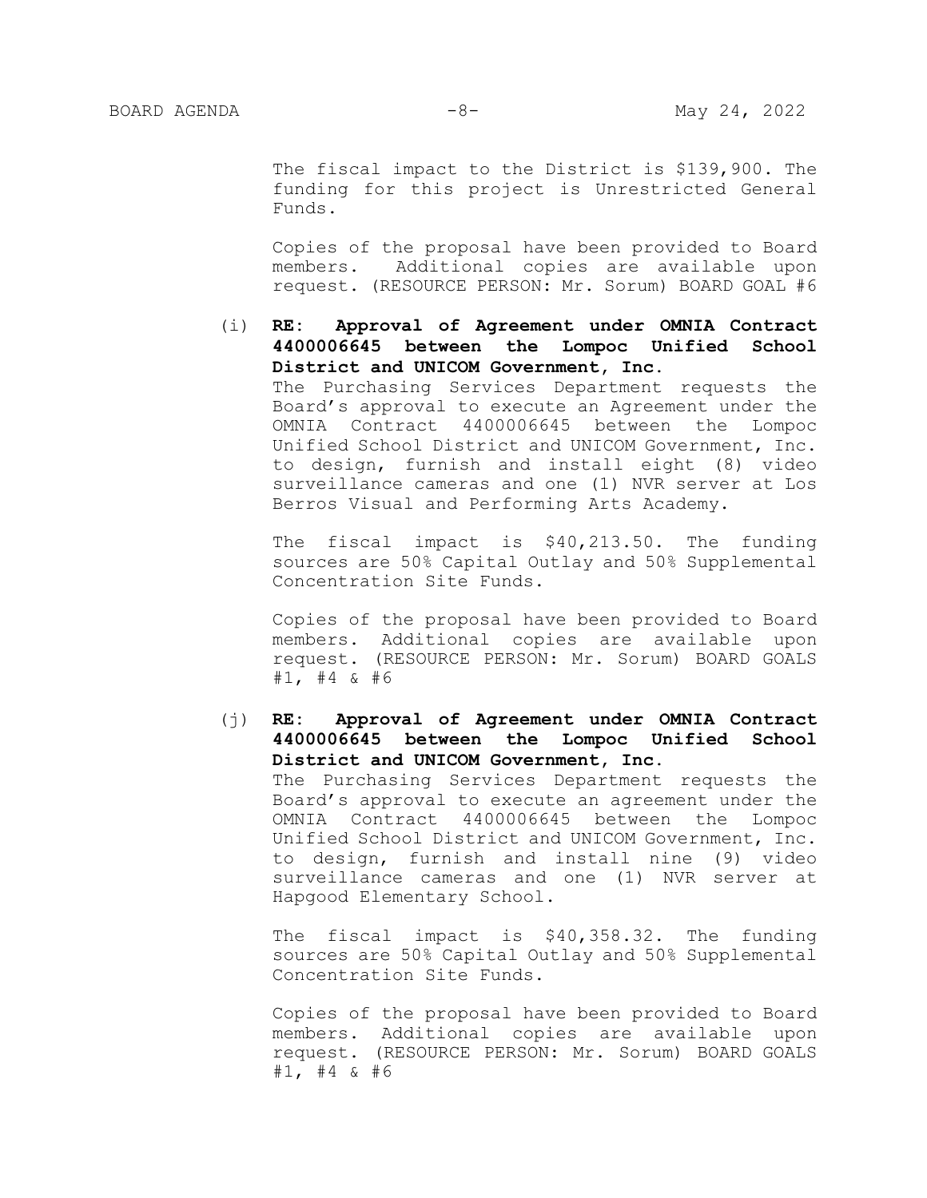The fiscal impact to the District is $139,900. The funding for this project is Unrestricted General Funds.

Copies of the proposal have been provided to Board members. Additional copies are available upon request. (RESOURCE PERSON: Mr. Sorum) BOARD GOAL #6

(i) **RE: Approval of Agreement under OMNIA Contract 4400006645 between the Lompoc Unified School District and UNICOM Government, Inc.**
The Purchasing Services Department requests the Board's approval to execute an Agreement under the OMNIA Contract 4400006645 between the Lompoc Unified School District and UNICOM Government, Inc. to design, furnish and install eight (8) video surveillance cameras and one (1) NVR server at Los Berros Visual and Performing Arts Academy.

The fiscal impact is $40,213.50. The funding sources are 50% Capital Outlay and 50% Supplemental Concentration Site Funds.

Copies of the proposal have been provided to Board members. Additional copies are available upon request. (RESOURCE PERSON: Mr. Sorum) BOARD GOALS #1, #4 & #6

(j) **RE: Approval of Agreement under OMNIA Contract 4400006645 between the Lompoc Unified School District and UNICOM Government, Inc.**
The Purchasing Services Department requests the Board's approval to execute an agreement under the OMNIA Contract 4400006645 between the Lompoc Unified School District and UNICOM Government, Inc. to design, furnish and install nine (9) video surveillance cameras and one (1) NVR server at Hapgood Elementary School.

The fiscal impact is $40,358.32. The funding sources are 50% Capital Outlay and 50% Supplemental Concentration Site Funds.

Copies of the proposal have been provided to Board members. Additional copies are available upon request. (RESOURCE PERSON: Mr. Sorum) BOARD GOALS #1, #4 & #6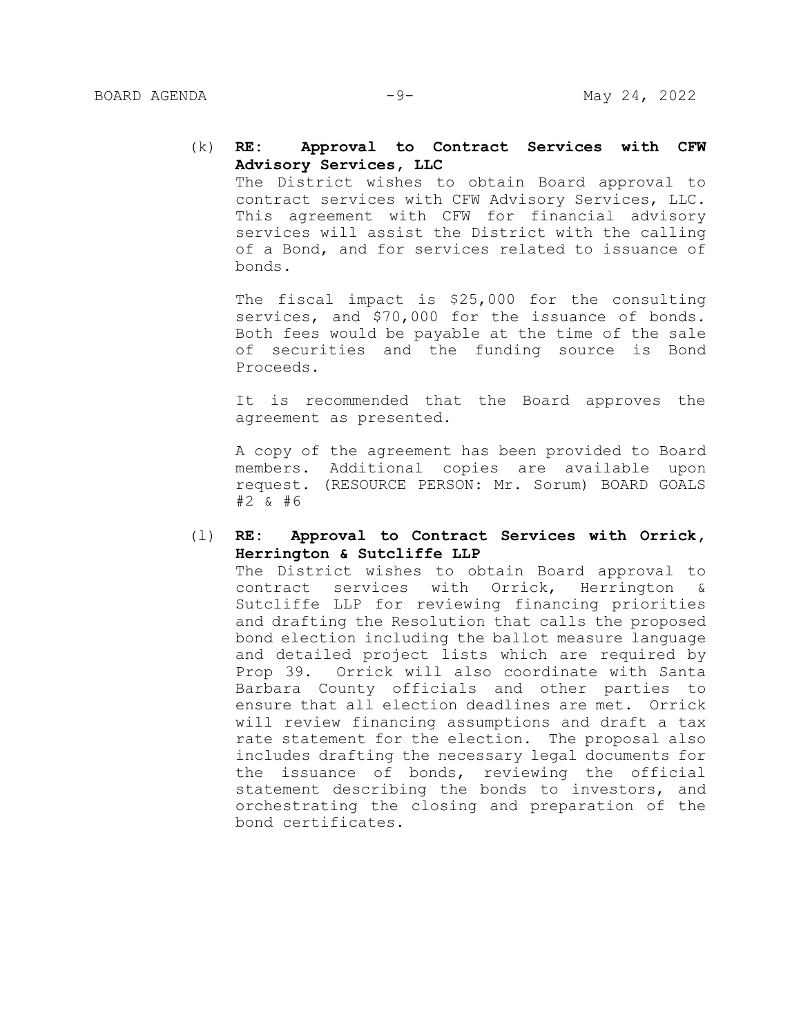(k) **RE: Approval to Contract Services with CFW Advisory Services, LLC**

The District wishes to obtain Board approval to contract services with CFW Advisory Services, LLC. This agreement with CFW for financial advisory services will assist the District with the calling of a Bond, and for services related to issuance of bonds.

The fiscal impact is $25,000 for the consulting services, and $70,000 for the issuance of bonds. Both fees would be payable at the time of the sale of securities and the funding source is Bond Proceeds.

It is recommended that the Board approves the agreement as presented.

A copy of the agreement has been provided to Board members. Additional copies are available upon request. (RESOURCE PERSON: Mr. Sorum) BOARD GOALS #2 & #6

(l) **RE: Approval to Contract Services with Orrick, Herrington & Sutcliffe LLP**

The District wishes to obtain Board approval to contract services with Orrick, Herrington & Sutcliffe LLP for reviewing financing priorities and drafting the Resolution that calls the proposed bond election including the ballot measure language and detailed project lists which are required by Prop 39. Orrick will also coordinate with Santa Barbara County officials and other parties to ensure that all election deadlines are met. Orrick will review financing assumptions and draft a tax rate statement for the election. The proposal also includes drafting the necessary legal documents for the issuance of bonds, reviewing the official statement describing the bonds to investors, and orchestrating the closing and preparation of the bond certificates.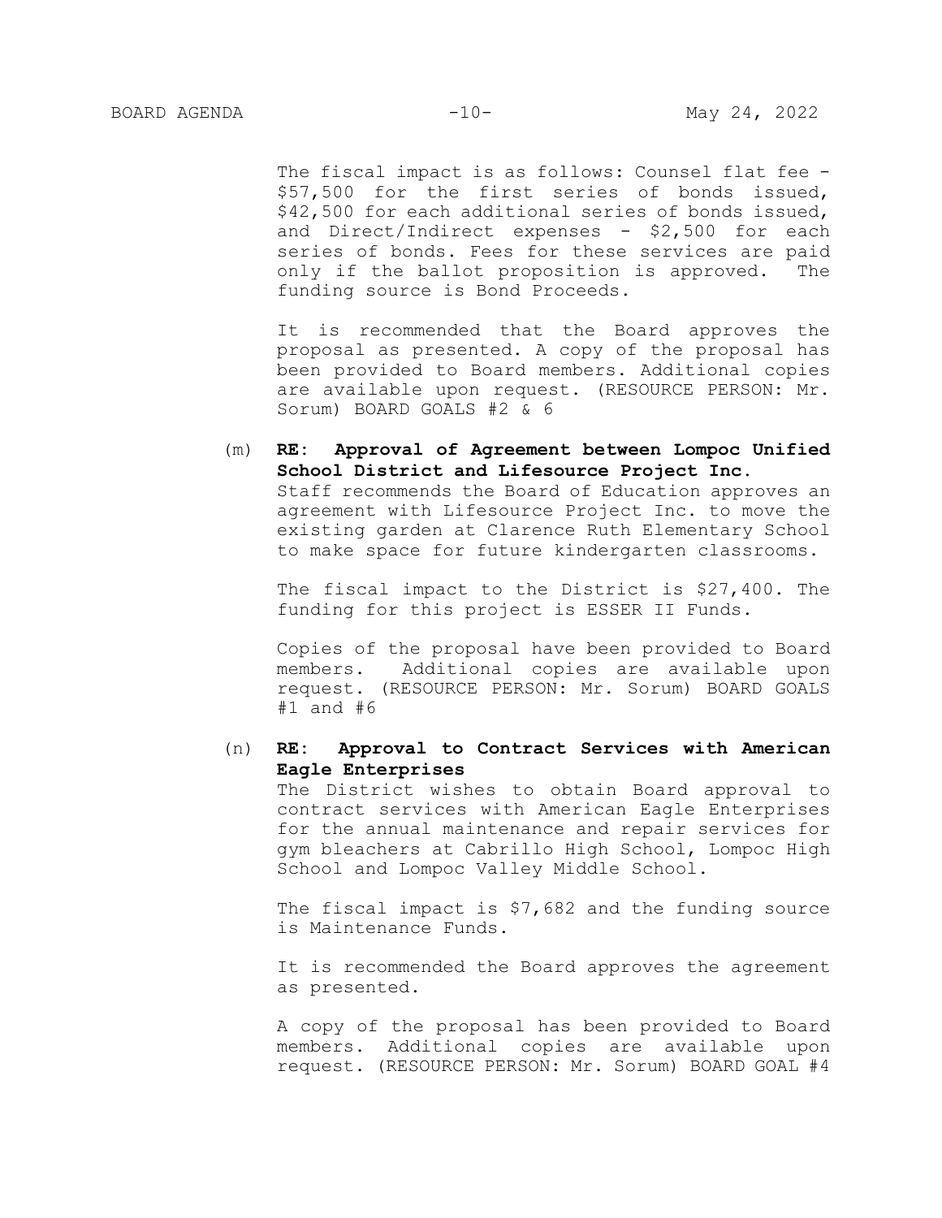The fiscal impact is as follows: Counsel flat fee - $57,500 for the first series of bonds issued, $42,500 for each additional series of bonds issued, and Direct/Indirect expenses - $2,500 for each series of bonds. Fees for these services are paid only if the ballot proposition is approved. The funding source is Bond Proceeds.

It is recommended that the Board approves the proposal as presented. A copy of the proposal has been provided to Board members. Additional copies are available upon request. (RESOURCE PERSON: Mr. Sorum) BOARD GOALS #2 & 6

(m) **RE: Approval of Agreement between Lompoc Unified School District and Lifesource Project Inc.**
Staff recommends the Board of Education approves an agreement with Lifesource Project Inc. to move the existing garden at Clarence Ruth Elementary School to make space for future kindergarten classrooms.

The fiscal impact to the District is $27,400. The funding for this project is ESSER II Funds.

Copies of the proposal have been provided to Board members. Additional copies are available upon request. (RESOURCE PERSON: Mr. Sorum) BOARD GOALS #1 and #6

(n) **RE: Approval to Contract Services with American Eagle Enterprises**
The District wishes to obtain Board approval to contract services with American Eagle Enterprises for the annual maintenance and repair services for gym bleachers at Cabrillo High School, Lompoc High School and Lompoc Valley Middle School.

The fiscal impact is $7,682 and the funding source is Maintenance Funds.

It is recommended the Board approves the agreement as presented.

A copy of the proposal has been provided to Board members. Additional copies are available upon request. (RESOURCE PERSON: Mr. Sorum) BOARD GOAL #4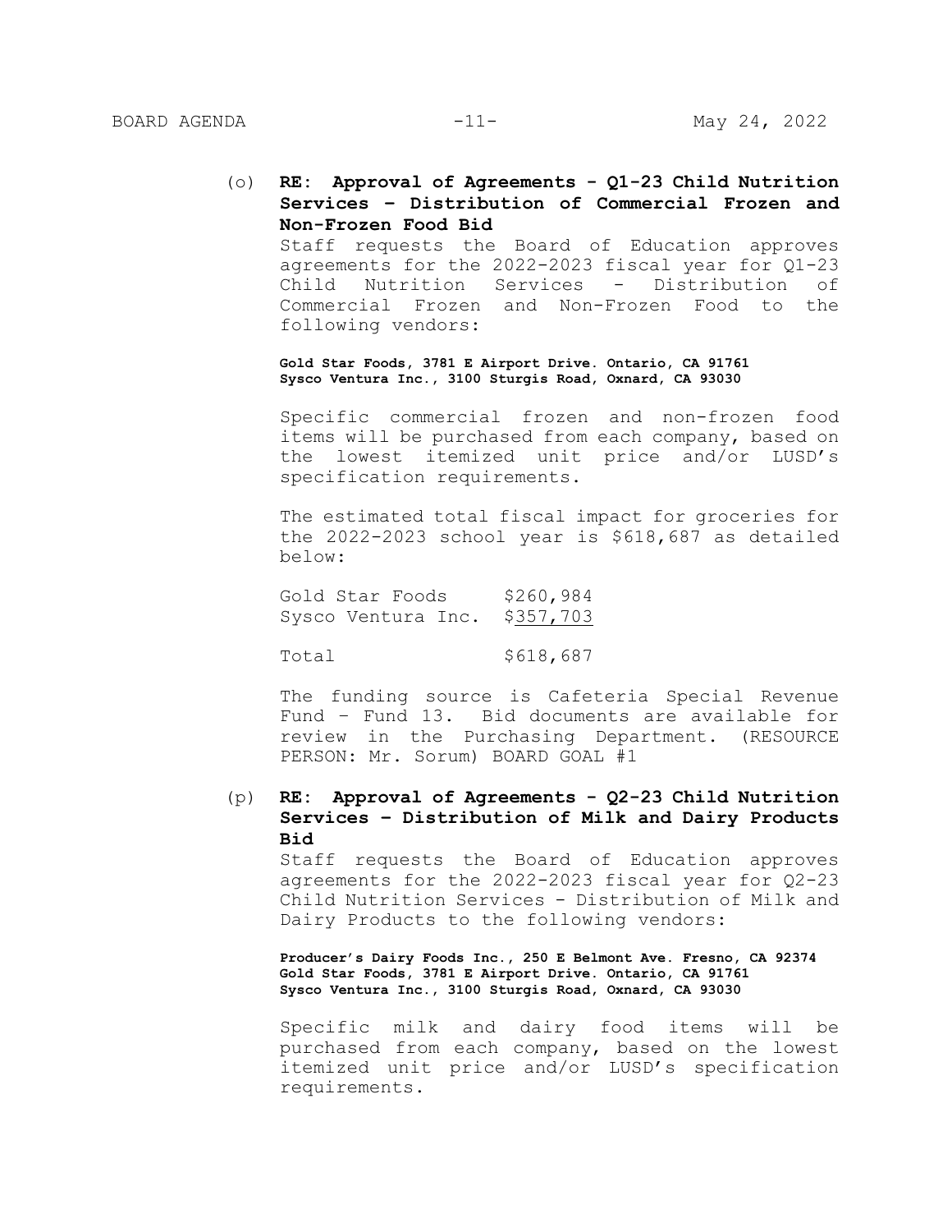(o) **RE: Approval of Agreements - Q1-23 Child Nutrition Services – Distribution of Commercial Frozen and Non-Frozen Food Bid**

Staff requests the Board of Education approves agreements for the 2022-2023 fiscal year for Q1-23 Child Nutrition Services - Distribution of Commercial Frozen and Non-Frozen Food to the following vendors:

**Gold Star Foods, 3781 E Airport Drive. Ontario, CA 91761**
**Sysco Ventura Inc., 3100 Sturgis Road, Oxnard, CA 93030**

Specific commercial frozen and non-frozen food items will be purchased from each company, based on the lowest itemized unit price and/or LUSD's specification requirements.

The estimated total fiscal impact for groceries for the 2022-2023 school year is $618,687 as detailed below:

| | |
|---|---|
| Gold Star Foods | $260,984 |
| Sysco Ventura Inc. | $357,703 |
| Total | $618,687 |

The funding source is Cafeteria Special Revenue Fund – Fund 13. Bid documents are available for review in the Purchasing Department. (RESOURCE PERSON: Mr. Sorum) BOARD GOAL #1

(p) **RE: Approval of Agreements - Q2-23 Child Nutrition Services – Distribution of Milk and Dairy Products Bid**

Staff requests the Board of Education approves agreements for the 2022-2023 fiscal year for Q2-23 Child Nutrition Services - Distribution of Milk and Dairy Products to the following vendors:

**Producer's Dairy Foods Inc., 250 E Belmont Ave. Fresno, CA 92374**
**Gold Star Foods, 3781 E Airport Drive. Ontario, CA 91761**
**Sysco Ventura Inc., 3100 Sturgis Road, Oxnard, CA 93030**

Specific milk and dairy food items will be purchased from each company, based on the lowest itemized unit price and/or LUSD's specification requirements.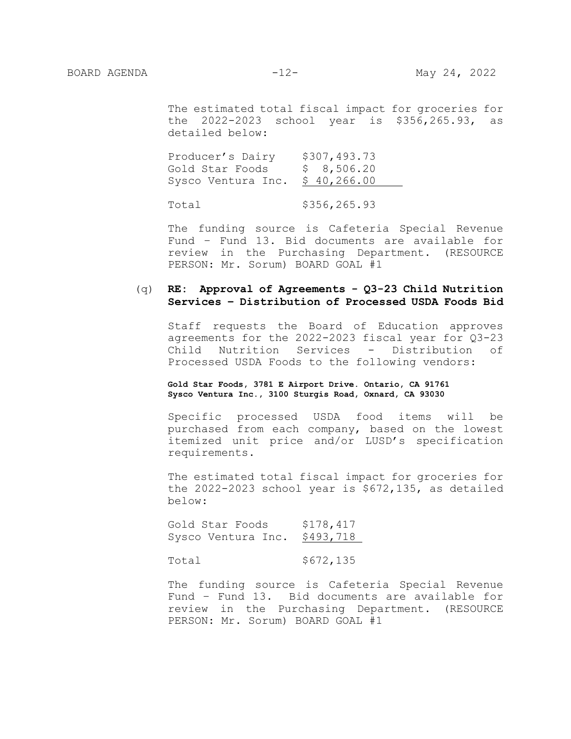The estimated total fiscal impact for groceries for the 2022-2023 school year is $356,265.93, as detailed below:

| | |
|---|---|
| Producer's Dairy | $307,493.73 |
| Gold Star Foods | $ 8,506.20 |
| Sysco Ventura Inc. | $ 40,266.00 |
| Total | $356,265.93 |

The funding source is Cafeteria Special Revenue Fund – Fund 13. Bid documents are available for review in the Purchasing Department. (RESOURCE PERSON: Mr. Sorum) BOARD GOAL #1

(q) **RE: Approval of Agreements - Q3-23 Child Nutrition Services – Distribution of Processed USDA Foods Bid**

Staff requests the Board of Education approves agreements for the 2022-2023 fiscal year for Q3-23 Child Nutrition Services - Distribution of Processed USDA Foods to the following vendors:

**Gold Star Foods, 3781 E Airport Drive. Ontario, CA 91761**
**Sysco Ventura Inc., 3100 Sturgis Road, Oxnard, CA 93030**

Specific processed USDA food items will be purchased from each company, based on the lowest itemized unit price and/or LUSD's specification requirements.

The estimated total fiscal impact for groceries for the 2022-2023 school year is $672,135, as detailed below:

| | |
|---|---|
| Gold Star Foods | $178,417 |
| Sysco Ventura Inc. | $493,718 |
| Total | $672,135 |

The funding source is Cafeteria Special Revenue Fund – Fund 13. Bid documents are available for review in the Purchasing Department. (RESOURCE PERSON: Mr. Sorum) BOARD GOAL #1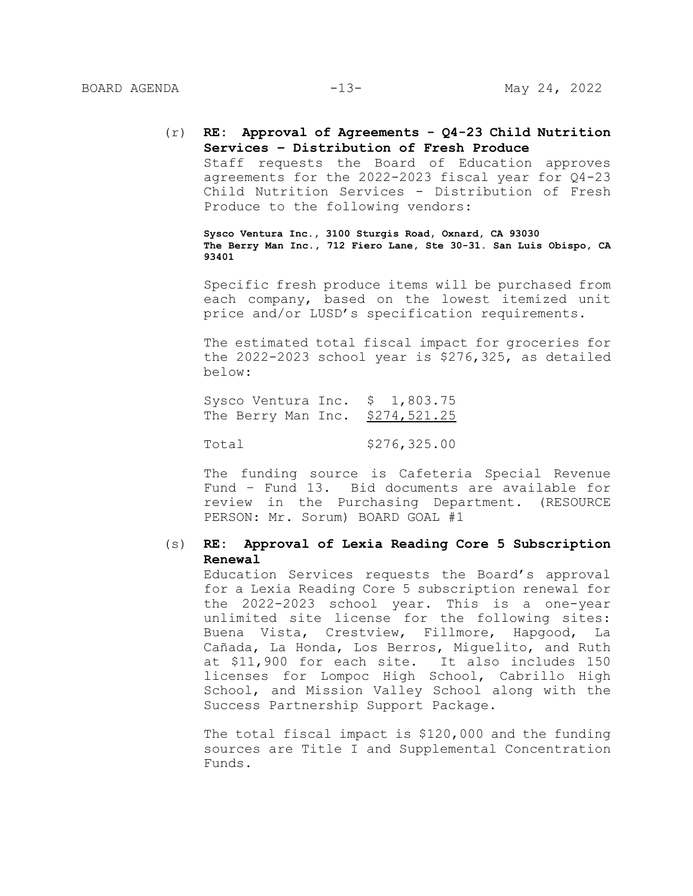(r) **RE: Approval of Agreements - Q4-23 Child Nutrition Services – Distribution of Fresh Produce**

Staff requests the Board of Education approves agreements for the 2022-2023 fiscal year for Q4-23 Child Nutrition Services - Distribution of Fresh Produce to the following vendors:

**Sysco Ventura Inc., 3100 Sturgis Road, Oxnard, CA 93030**
**The Berry Man Inc., 712 Fiero Lane, Ste 30-31. San Luis Obispo, CA 93401**

Specific fresh produce items will be purchased from each company, based on the lowest itemized unit price and/or LUSD's specification requirements.

The estimated total fiscal impact for groceries for the 2022-2023 school year is $276,325, as detailed below:

| | |
|---|---|
| Sysco Ventura Inc. | $ 1,803.75 |
| The Berry Man Inc. | $274,521.25 |
| Total | $276,325.00 |

The funding source is Cafeteria Special Revenue Fund – Fund 13. Bid documents are available for review in the Purchasing Department. (RESOURCE PERSON: Mr. Sorum) BOARD GOAL #1

(s) **RE: Approval of Lexia Reading Core 5 Subscription Renewal**

Education Services requests the Board's approval for a Lexia Reading Core 5 subscription renewal for the 2022-2023 school year. This is a one-year unlimited site license for the following sites: Buena Vista, Crestview, Fillmore, Hapgood, La Cañada, La Honda, Los Berros, Miguelito, and Ruth at $11,900 for each site. It also includes 150 licenses for Lompoc High School, Cabrillo High School, and Mission Valley School along with the Success Partnership Support Package.

The total fiscal impact is $120,000 and the funding sources are Title I and Supplemental Concentration Funds.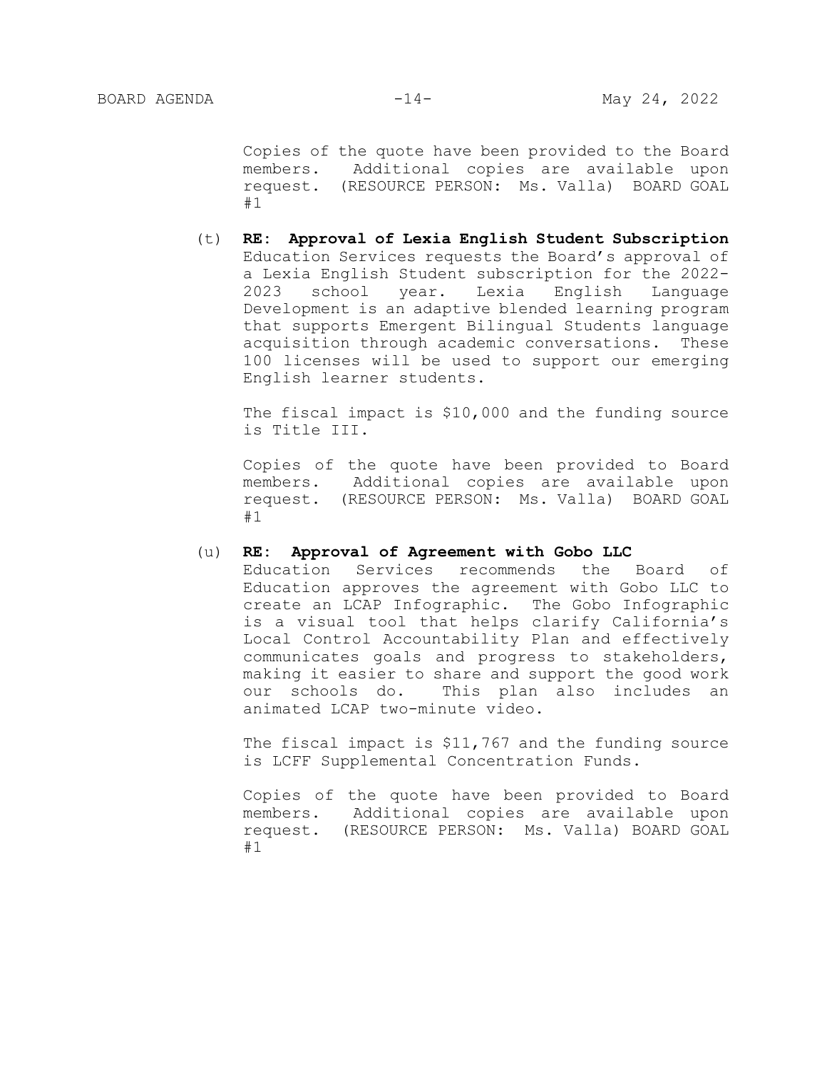Copies of the quote have been provided to the Board members. Additional copies are available upon request. (RESOURCE PERSON: Ms. Valla) BOARD GOAL #1

(t) **RE: Approval of Lexia English Student Subscription**
Education Services requests the Board's approval of a Lexia English Student subscription for the 2022-2023 school year. Lexia English Language Development is an adaptive blended learning program that supports Emergent Bilingual Students language acquisition through academic conversations. These 100 licenses will be used to support our emerging English learner students.

The fiscal impact is $10,000 and the funding source is Title III.

Copies of the quote have been provided to Board members. Additional copies are available upon request. (RESOURCE PERSON: Ms. Valla) BOARD GOAL #1

(u) **RE: Approval of Agreement with Gobo LLC**
Education Services recommends the Board of Education approves the agreement with Gobo LLC to create an LCAP Infographic. The Gobo Infographic is a visual tool that helps clarify California's Local Control Accountability Plan and effectively communicates goals and progress to stakeholders, making it easier to share and support the good work our schools do. This plan also includes an animated LCAP two-minute video.

The fiscal impact is $11,767 and the funding source is LCFF Supplemental Concentration Funds.

Copies of the quote have been provided to Board members. Additional copies are available upon request. (RESOURCE PERSON: Ms. Valla) BOARD GOAL #1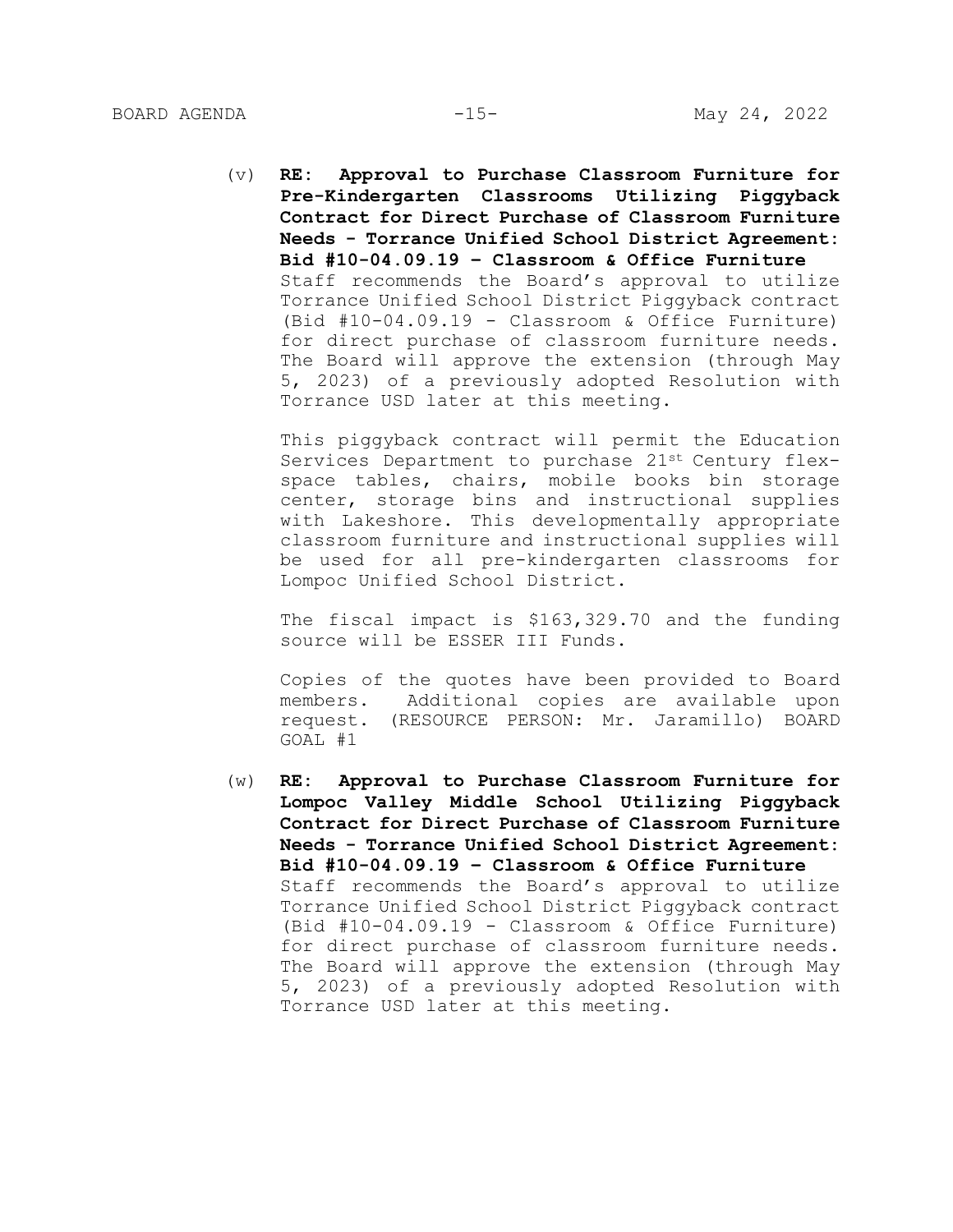(v) **RE: Approval to Purchase Classroom Furniture for Pre-Kindergarten Classrooms Utilizing Piggyback Contract for Direct Purchase of Classroom Furniture Needs - Torrance Unified School District Agreement: Bid #10-04.09.19 – Classroom & Office Furniture**
Staff recommends the Board's approval to utilize Torrance Unified School District Piggyback contract (Bid #10-04.09.19 - Classroom & Office Furniture) for direct purchase of classroom furniture needs. The Board will approve the extension (through May 5, 2023) of a previously adopted Resolution with Torrance USD later at this meeting.

This piggyback contract will permit the Education Services Department to purchase 21st Century flex-space tables, chairs, mobile books bin storage center, storage bins and instructional supplies with Lakeshore. This developmentally appropriate classroom furniture and instructional supplies will be used for all pre-kindergarten classrooms for Lompoc Unified School District.

The fiscal impact is $163,329.70 and the funding source will be ESSER III Funds.

Copies of the quotes have been provided to Board members. Additional copies are available upon request. (RESOURCE PERSON: Mr. Jaramillo) BOARD GOAL #1

(w) **RE: Approval to Purchase Classroom Furniture for Lompoc Valley Middle School Utilizing Piggyback Contract for Direct Purchase of Classroom Furniture Needs - Torrance Unified School District Agreement: Bid #10-04.09.19 – Classroom & Office Furniture**
Staff recommends the Board's approval to utilize Torrance Unified School District Piggyback contract (Bid #10-04.09.19 - Classroom & Office Furniture) for direct purchase of classroom furniture needs. The Board will approve the extension (through May 5, 2023) of a previously adopted Resolution with Torrance USD later at this meeting.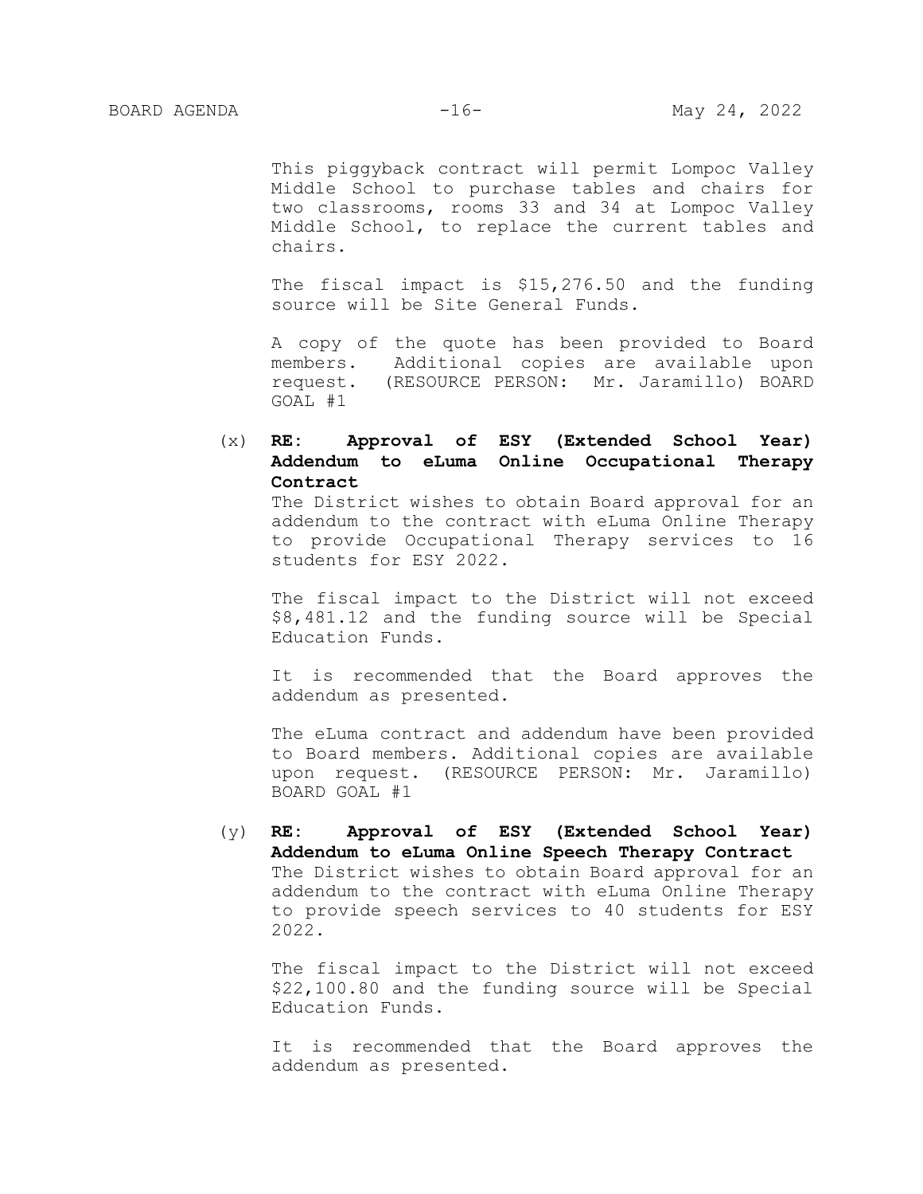This piggyback contract will permit Lompoc Valley Middle School to purchase tables and chairs for two classrooms, rooms 33 and 34 at Lompoc Valley Middle School, to replace the current tables and chairs.

The fiscal impact is $15,276.50 and the funding source will be Site General Funds.

A copy of the quote has been provided to Board members. Additional copies are available upon request. (RESOURCE PERSON: Mr. Jaramillo) BOARD GOAL #1

(x) **RE: Approval of ESY (Extended School Year) Addendum to eLuma Online Occupational Therapy Contract**

The District wishes to obtain Board approval for an addendum to the contract with eLuma Online Therapy to provide Occupational Therapy services to 16 students for ESY 2022.

The fiscal impact to the District will not exceed $8,481.12 and the funding source will be Special Education Funds.

It is recommended that the Board approves the addendum as presented.

The eLuma contract and addendum have been provided to Board members. Additional copies are available upon request. (RESOURCE PERSON: Mr. Jaramillo) BOARD GOAL #1

(y) **RE: Approval of ESY (Extended School Year) Addendum to eLuma Online Speech Therapy Contract**

The District wishes to obtain Board approval for an addendum to the contract with eLuma Online Therapy to provide speech services to 40 students for ESY 2022.

The fiscal impact to the District will not exceed $22,100.80 and the funding source will be Special Education Funds.

It is recommended that the Board approves the addendum as presented.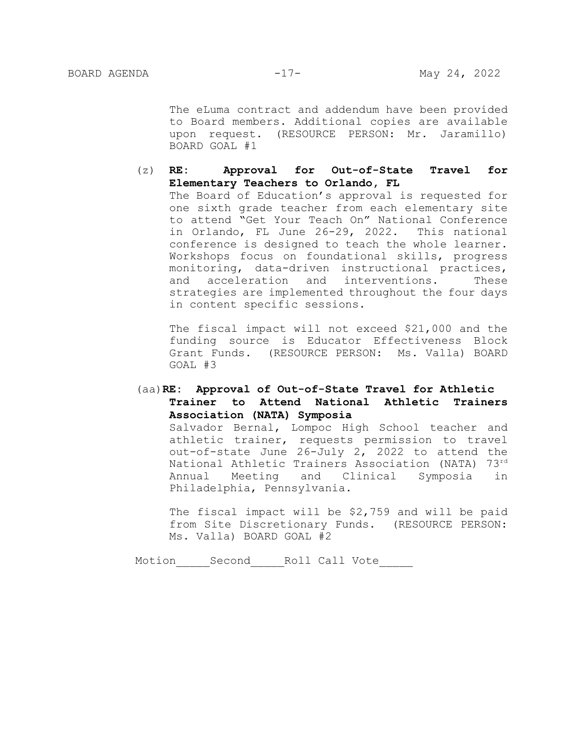The eLuma contract and addendum have been provided to Board members. Additional copies are available upon request. (RESOURCE PERSON: Mr. Jaramillo) BOARD GOAL #1

(z) **RE: Approval for Out-of-State Travel for Elementary Teachers to Orlando, FL**

The Board of Education's approval is requested for one sixth grade teacher from each elementary site to attend "Get Your Teach On" National Conference in Orlando, FL June 26-29, 2022. This national conference is designed to teach the whole learner. Workshops focus on foundational skills, progress monitoring, data-driven instructional practices, and acceleration and interventions. These strategies are implemented throughout the four days in content specific sessions.

The fiscal impact will not exceed $21,000 and the funding source is Educator Effectiveness Block Grant Funds. (RESOURCE PERSON: Ms. Valla) BOARD GOAL #3

(aa) **RE: Approval of Out-of-State Travel for Athletic Trainer to Attend National Athletic Trainers Association (NATA) Symposia**

Salvador Bernal, Lompoc High School teacher and athletic trainer, requests permission to travel out-of-state June 26-July 2, 2022 to attend the National Athletic Trainers Association (NATA) 73rd Annual Meeting and Clinical Symposia in Philadelphia, Pennsylvania.

The fiscal impact will be $2,759 and will be paid from Site Discretionary Funds. (RESOURCE PERSON: Ms. Valla) BOARD GOAL #2

Motion_____Second_____Roll Call Vote_____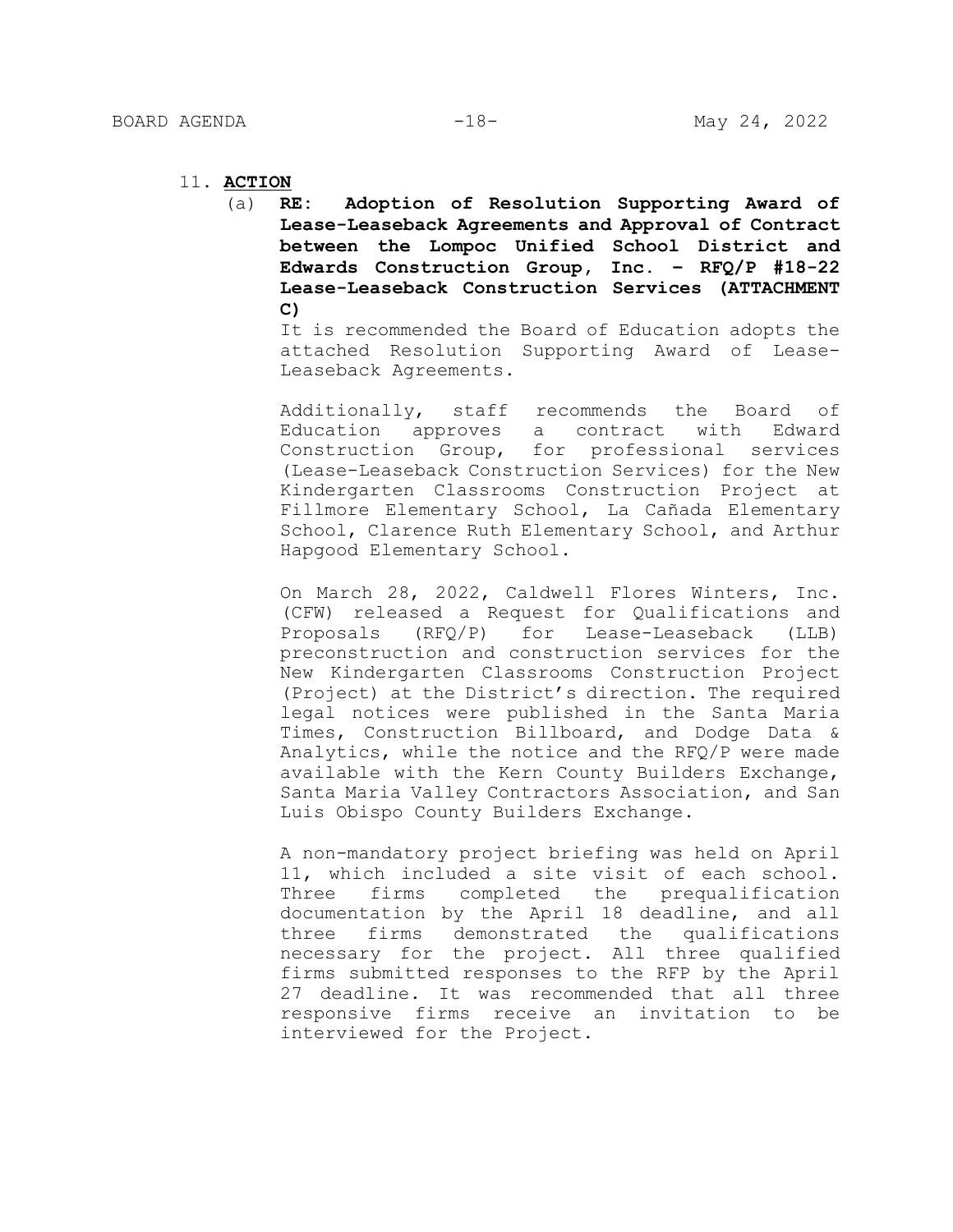11. **ACTION**

(a) **RE: Adoption of Resolution Supporting Award of Lease-Leaseback Agreements and Approval of Contract between the Lompoc Unified School District and Edwards Construction Group, Inc. – RFQ/P #18-22 Lease-Leaseback Construction Services (ATTACHMENT C)**

It is recommended the Board of Education adopts the attached Resolution Supporting Award of Lease-Leaseback Agreements.

Additionally, staff recommends the Board of Education approves a contract with Edward Construction Group, for professional services (Lease-Leaseback Construction Services) for the New Kindergarten Classrooms Construction Project at Fillmore Elementary School, La Cañada Elementary School, Clarence Ruth Elementary School, and Arthur Hapgood Elementary School.

On March 28, 2022, Caldwell Flores Winters, Inc. (CFW) released a Request for Qualifications and Proposals (RFQ/P) for Lease-Leaseback (LLB) preconstruction and construction services for the New Kindergarten Classrooms Construction Project (Project) at the District's direction. The required legal notices were published in the Santa Maria Times, Construction Billboard, and Dodge Data & Analytics, while the notice and the RFQ/P were made available with the Kern County Builders Exchange, Santa Maria Valley Contractors Association, and San Luis Obispo County Builders Exchange.

A non-mandatory project briefing was held on April 11, which included a site visit of each school. Three firms completed the prequalification documentation by the April 18 deadline, and all three firms demonstrated the qualifications necessary for the project. All three qualified firms submitted responses to the RFP by the April 27 deadline. It was recommended that all three responsive firms receive an invitation to be interviewed for the Project.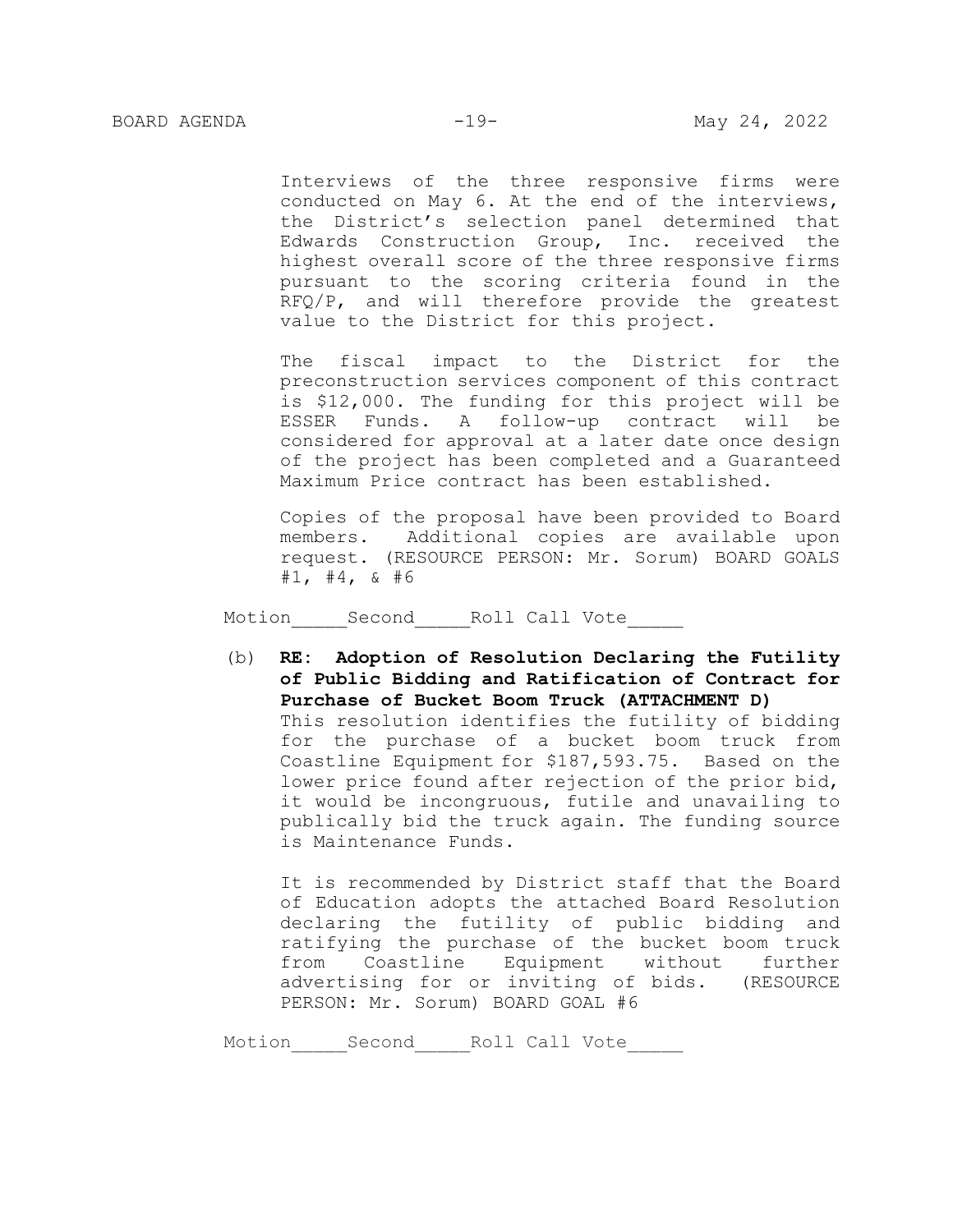Interviews of the three responsive firms were conducted on May 6. At the end of the interviews, the District's selection panel determined that Edwards Construction Group, Inc. received the highest overall score of the three responsive firms pursuant to the scoring criteria found in the RFQ/P, and will therefore provide the greatest value to the District for this project.

The fiscal impact to the District for the preconstruction services component of this contract is $12,000. The funding for this project will be ESSER Funds. A follow-up contract will be considered for approval at a later date once design of the project has been completed and a Guaranteed Maximum Price contract has been established.

Copies of the proposal have been provided to Board members. Additional copies are available upon request. (RESOURCE PERSON: Mr. Sorum) BOARD GOALS #1, #4, & #6

Motion_____Second_____Roll Call Vote_____

(b) **RE: Adoption of Resolution Declaring the Futility of Public Bidding and Ratification of Contract for Purchase of Bucket Boom Truck (ATTACHMENT D)**
This resolution identifies the futility of bidding for the purchase of a bucket boom truck from Coastline Equipment for $187,593.75. Based on the lower price found after rejection of the prior bid, it would be incongruous, futile and unavailing to publically bid the truck again. The funding source is Maintenance Funds.

It is recommended by District staff that the Board of Education adopts the attached Board Resolution declaring the futility of public bidding and ratifying the purchase of the bucket boom truck from Coastline Equipment without further advertising for or inviting of bids. (RESOURCE PERSON: Mr. Sorum) BOARD GOAL #6

Motion_____Second_____Roll Call Vote_____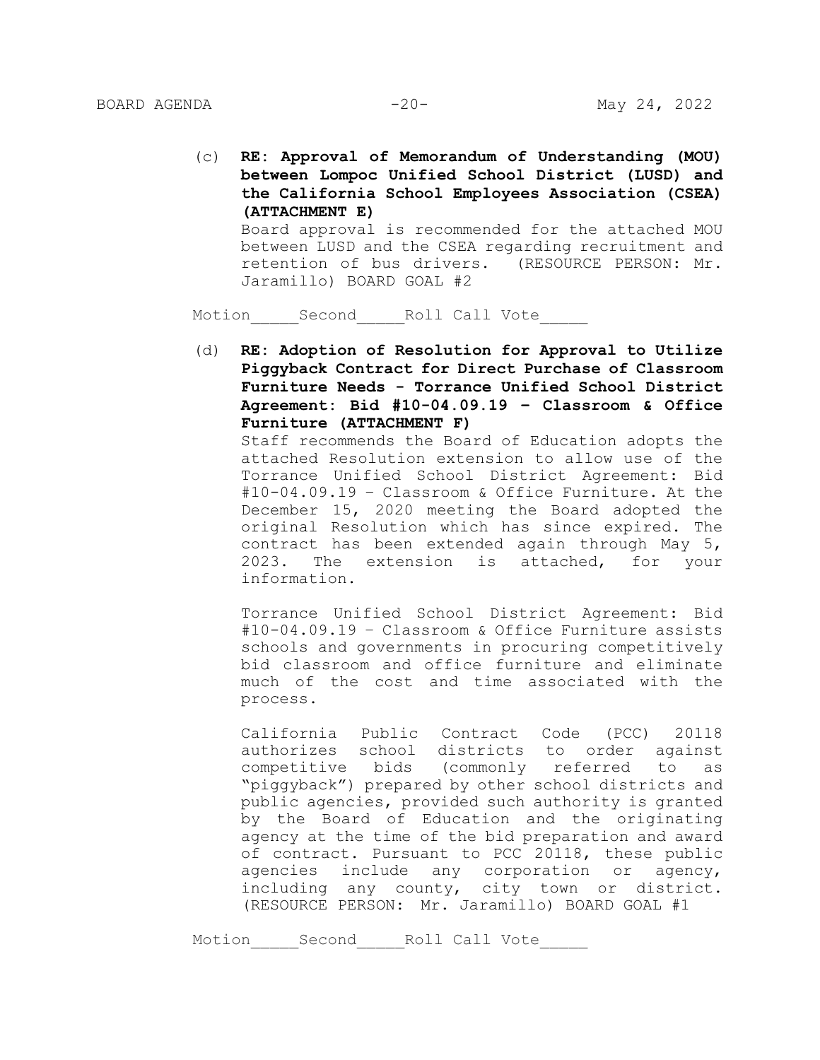(c) **RE: Approval of Memorandum of Understanding (MOU) between Lompoc Unified School District (LUSD) and the California School Employees Association (CSEA) (ATTACHMENT E)**
Board approval is recommended for the attached MOU between LUSD and the CSEA regarding recruitment and retention of bus drivers. (RESOURCE PERSON: Mr. Jaramillo) BOARD GOAL #2

Motion_____Second_____Roll Call Vote_____

(d) **RE: Adoption of Resolution for Approval to Utilize Piggyback Contract for Direct Purchase of Classroom Furniture Needs - Torrance Unified School District Agreement: Bid #10-04.09.19 – Classroom & Office Furniture (ATTACHMENT F)**
Staff recommends the Board of Education adopts the attached Resolution extension to allow use of the Torrance Unified School District Agreement: Bid #10-04.09.19 – Classroom & Office Furniture. At the December 15, 2020 meeting the Board adopted the original Resolution which has since expired. The contract has been extended again through May 5, 2023. The extension is attached, for your information.

Torrance Unified School District Agreement: Bid #10-04.09.19 – Classroom & Office Furniture assists schools and governments in procuring competitively bid classroom and office furniture and eliminate much of the cost and time associated with the process.

California Public Contract Code (PCC) 20118 authorizes school districts to order against competitive bids (commonly referred to as "piggyback") prepared by other school districts and public agencies, provided such authority is granted by the Board of Education and the originating agency at the time of the bid preparation and award of contract. Pursuant to PCC 20118, these public agencies include any corporation or agency, including any county, city town or district. (RESOURCE PERSON: Mr. Jaramillo) BOARD GOAL #1

Motion_____Second_____Roll Call Vote_____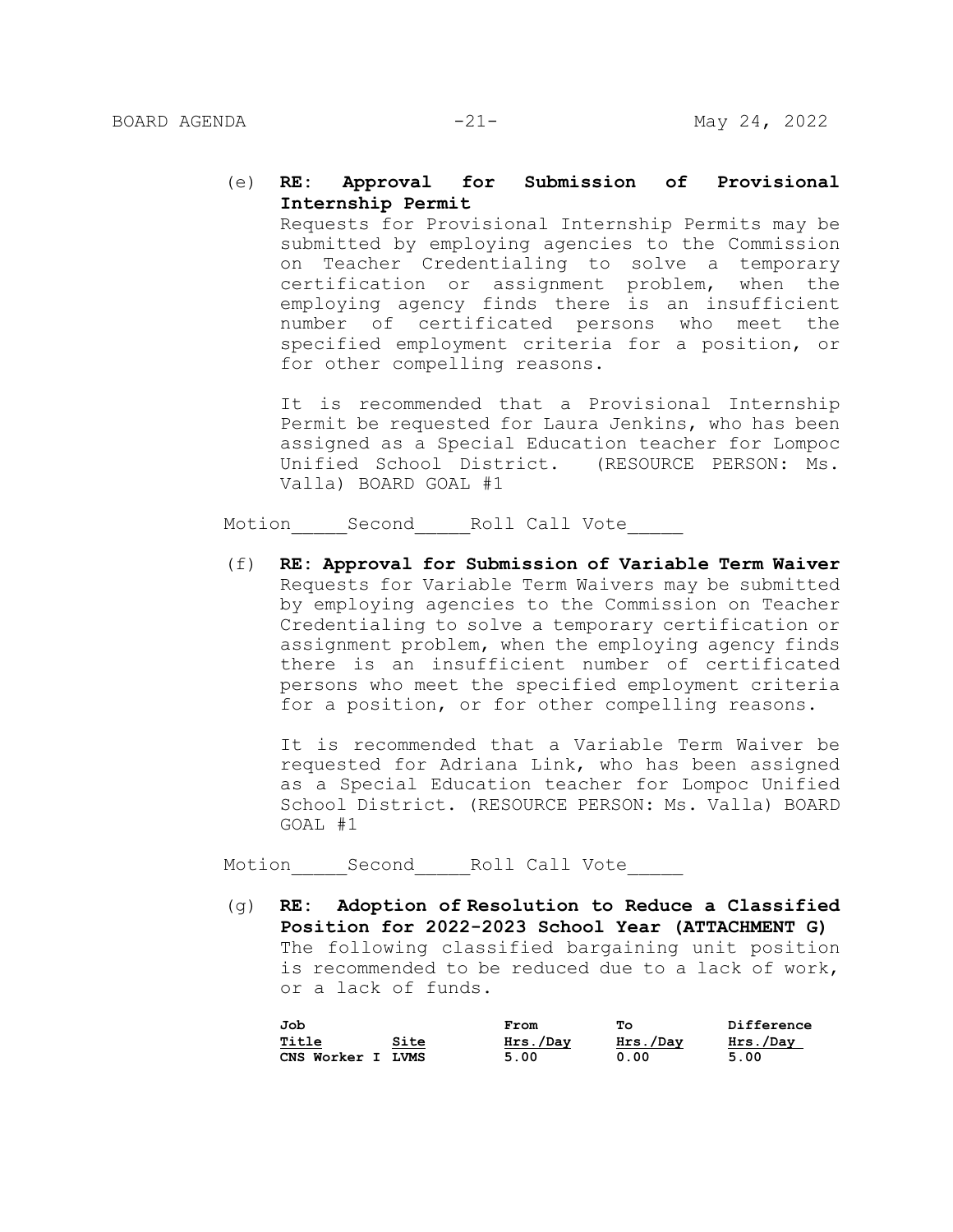(e) **RE: Approval for Submission of Provisional Internship Permit**
Requests for Provisional Internship Permits may be submitted by employing agencies to the Commission on Teacher Credentialing to solve a temporary certification or assignment problem, when the employing agency finds there is an insufficient number of certificated persons who meet the specified employment criteria for a position, or for other compelling reasons.

It is recommended that a Provisional Internship Permit be requested for Laura Jenkins, who has been assigned as a Special Education teacher for Lompoc Unified School District. (RESOURCE PERSON: Ms. Valla) BOARD GOAL #1

Motion_____Second_____Roll Call Vote_____

(f) **RE: Approval for Submission of Variable Term Waiver**
Requests for Variable Term Waivers may be submitted by employing agencies to the Commission on Teacher Credentialing to solve a temporary certification or assignment problem, when the employing agency finds there is an insufficient number of certificated persons who meet the specified employment criteria for a position, or for other compelling reasons.

It is recommended that a Variable Term Waiver be requested for Adriana Link, who has been assigned as a Special Education teacher for Lompoc Unified School District. (RESOURCE PERSON: Ms. Valla) BOARD GOAL #1

Motion_____Second_____Roll Call Vote_____

(g) **RE: Adoption of Resolution to Reduce a Classified Position for 2022-2023 School Year (ATTACHMENT G)**
The following classified bargaining unit position is recommended to be reduced due to a lack of work, or a lack of funds.

| Job Title | Site | From Hrs./Day | To Hrs./Day | Difference Hrs./Day |
|---|---|---|---|---|
| CNS Worker I | LVMS | 5.00 | 0.00 | 5.00 |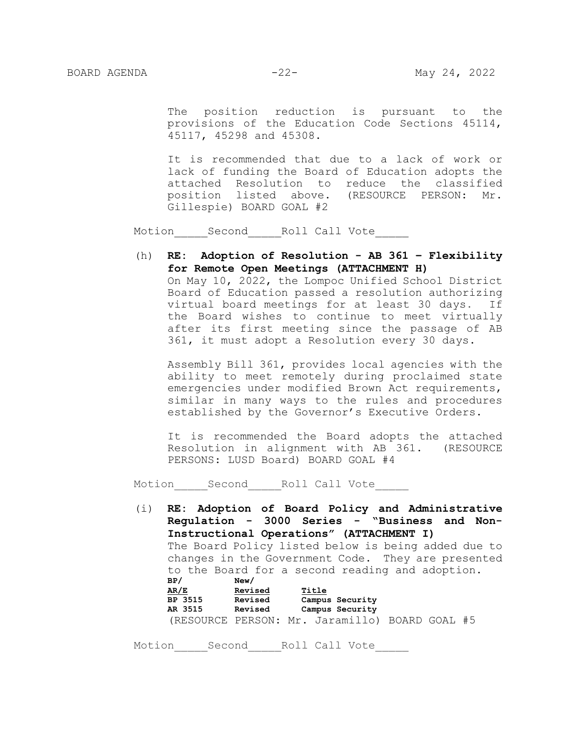The position reduction is pursuant to the provisions of the Education Code Sections 45114, 45117, 45298 and 45308.

It is recommended that due to a lack of work or lack of funding the Board of Education adopts the attached Resolution to reduce the classified position listed above. (RESOURCE PERSON: Mr. Gillespie) BOARD GOAL #2

Motion_____Second_____Roll Call Vote_____

(h) **RE: Adoption of Resolution - AB 361 – Flexibility for Remote Open Meetings (ATTACHMENT H)**
On May 10, 2022, the Lompoc Unified School District Board of Education passed a resolution authorizing virtual board meetings for at least 30 days. If the Board wishes to continue to meet virtually after its first meeting since the passage of AB 361, it must adopt a Resolution every 30 days.

Assembly Bill 361, provides local agencies with the ability to meet remotely during proclaimed state emergencies under modified Brown Act requirements, similar in many ways to the rules and procedures established by the Governor's Executive Orders.

It is recommended the Board adopts the attached Resolution in alignment with AB 361. (RESOURCE PERSONS: LUSD Board) BOARD GOAL #4

Motion_____Second_____Roll Call Vote_____

(i) **RE: Adoption of Board Policy and Administrative Regulation - 3000 Series - "Business and Non-Instructional Operations" (ATTACHMENT I)**
The Board Policy listed below is being added due to changes in the Government Code. They are presented to the Board for a second reading and adoption.

| BP/ AR/E | New/ Revised | Title |
|---|---|---|
| BP 3515 | Revised | Campus Security |
| AR 3515 | Revised | Campus Security |

(RESOURCE PERSON: Mr. Jaramillo) BOARD GOAL #5

Motion_____Second_____Roll Call Vote_____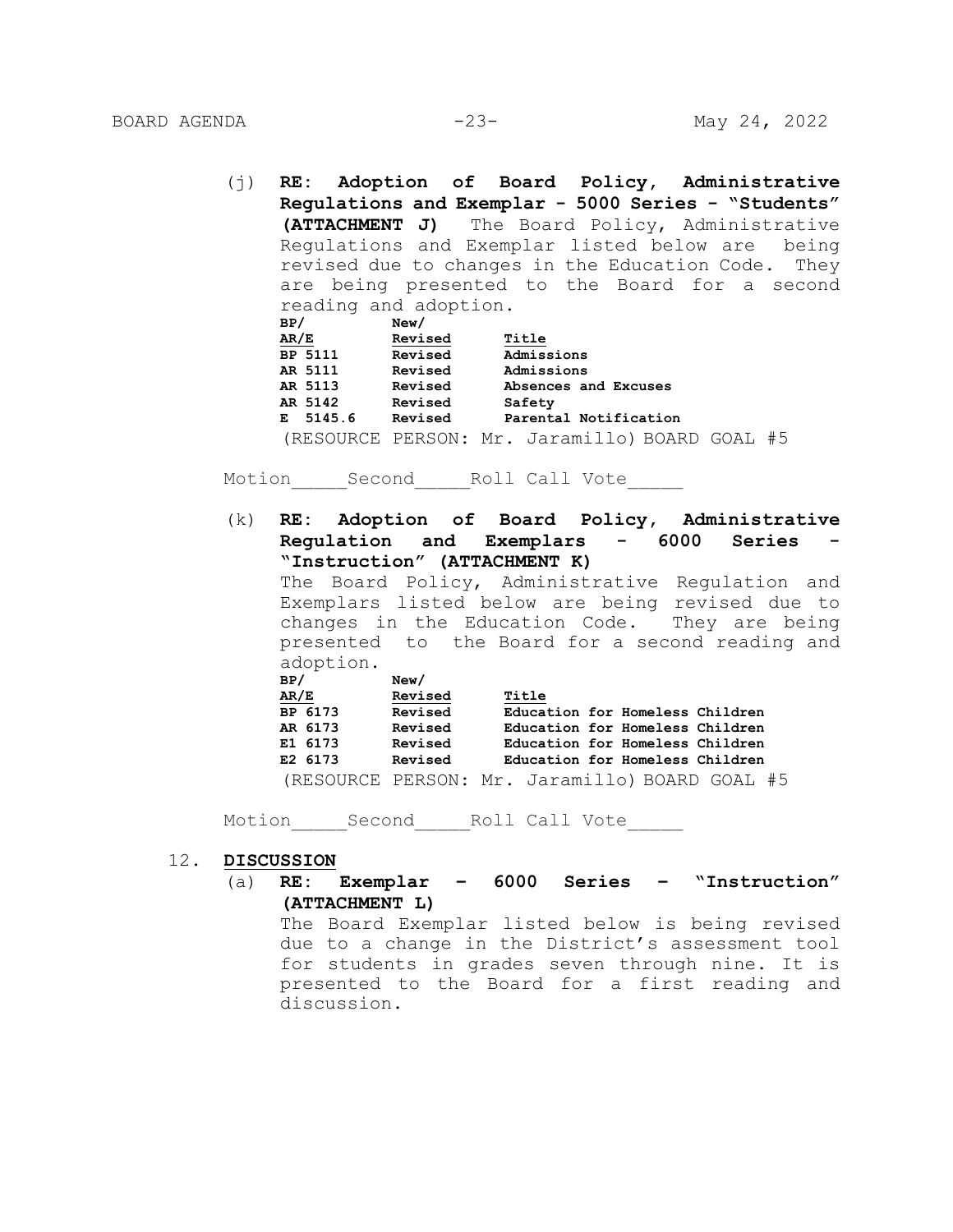(j) **RE: Adoption of Board Policy, Administrative Regulations and Exemplar - 5000 Series - "Students" (ATTACHMENT J)** The Board Policy, Administrative Regulations and Exemplar listed below are being revised due to changes in the Education Code. They are being presented to the Board for a second reading and adoption.

| BP/ AR/E | New/ Revised | Title |
|---|---|---|
| BP 5111 | Revised | Admissions |
| AR 5111 | Revised | Admissions |
| AR 5113 | Revised | Absences and Excuses |
| AR 5142 | Revised | Safety |
| E 5145.6 | Revised | Parental Notification |

(RESOURCE PERSON: Mr. Jaramillo) BOARD GOAL #5

Motion_____Second_____Roll Call Vote_____

(k) **RE: Adoption of Board Policy, Administrative Regulation and Exemplars - 6000 Series - "Instruction" (ATTACHMENT K)**
The Board Policy, Administrative Regulation and Exemplars listed below are being revised due to changes in the Education Code. They are being presented to the Board for a second reading and adoption.

| BP/ AR/E | New/ Revised | Title |
|---|---|---|
| BP 6173 | Revised | Education for Homeless Children |
| AR 6173 | Revised | Education for Homeless Children |
| E1 6173 | Revised | Education for Homeless Children |
| E2 6173 | Revised | Education for Homeless Children |

(RESOURCE PERSON: Mr. Jaramillo) BOARD GOAL #5

Motion_____Second_____Roll Call Vote_____

12. **DISCUSSION**

(a) **RE: Exemplar – 6000 Series – "Instruction" (ATTACHMENT L)**
The Board Exemplar listed below is being revised due to a change in the District's assessment tool for students in grades seven through nine. It is presented to the Board for a first reading and discussion.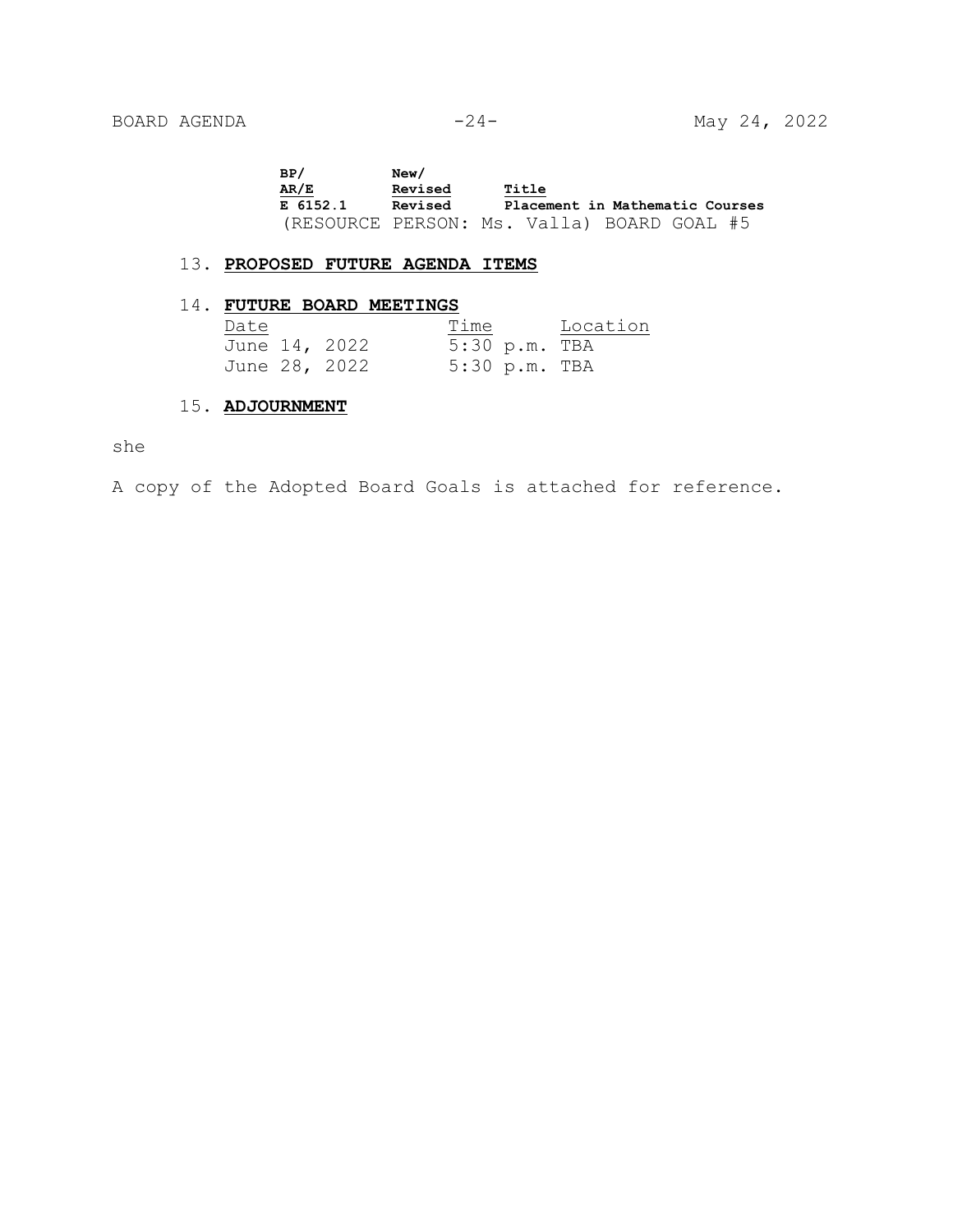| BP/ AR/E | New/ Revised | Title |
|---|---|---|
| **E 6152.1** | **Revised** | **Placement in Mathematic Courses** |

(RESOURCE PERSON: Ms. Valla) BOARD GOAL #5

13. **PROPOSED FUTURE AGENDA ITEMS**

14. **FUTURE BOARD MEETINGS**

| Date | Time | Location |
|---|---|---|
| June 14, 2022 | 5:30 p.m. | TBA |
| June 28, 2022 | 5:30 p.m. | TBA |

15. **ADJOURNMENT**

she

A copy of the Adopted Board Goals is attached for reference.